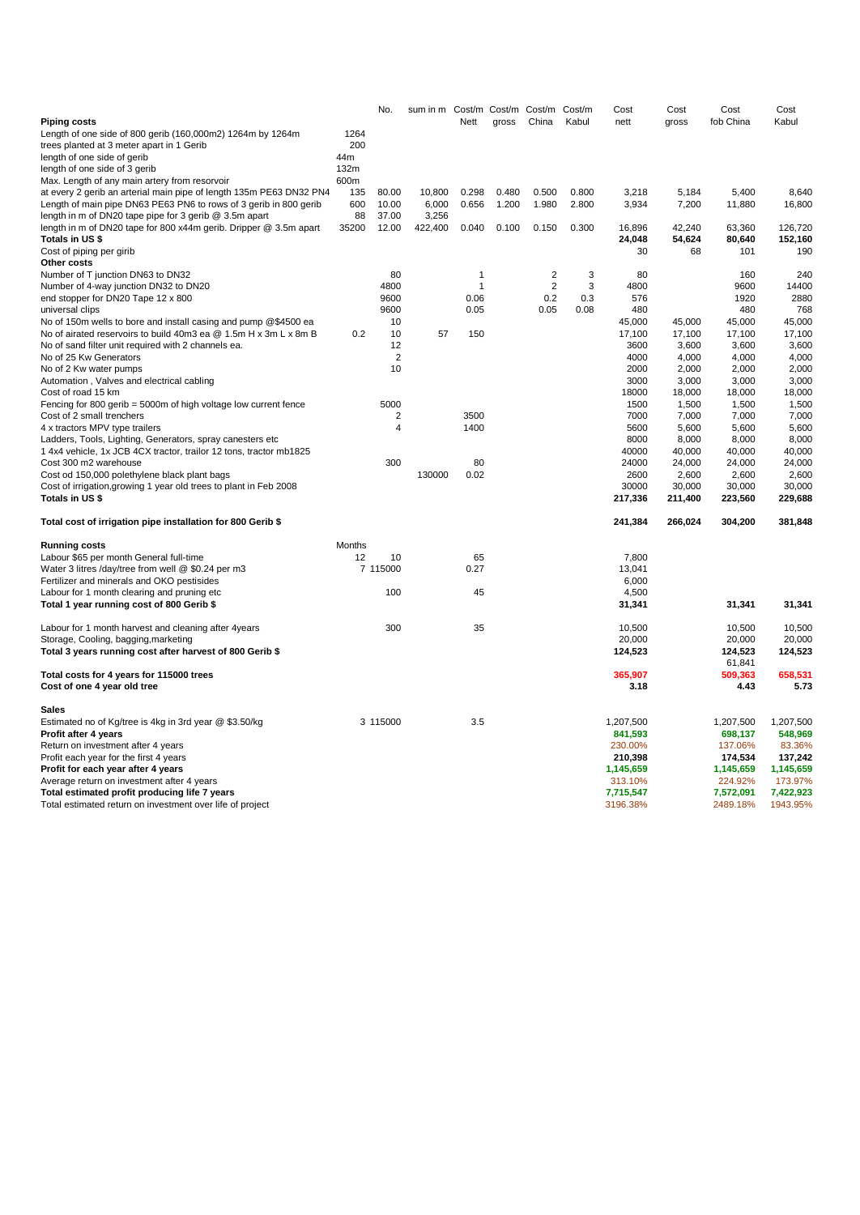| | | No. | sum in m | Cost/m Nett | Cost/m gross | Cost/m China | Cost/m Kabul | Cost nett | Cost gross | Cost fob China | Cost Kabul |
|---|---|---|---|---|---|---|---|---|---|---|---|
| **Piping costs** | | | | | | | | | | | |
| Length of one side of 800 gerib (160,000m2) 1264m by 1264m | 1264 | | | | | | | | | | |
| trees planted at 3 meter apart in 1 Gerib | 200 | | | | | | | | | | |
| length of one side of gerib | 44m | | | | | | | | | | |
| length of one side of 3 gerib | 132m | | | | | | | | | | |
| Max. Length of any main artery from resorvoir | 600m | | | | | | | | | | |
| at every 2 gerib an arterial main pipe of length 135m PE63 DN32 PN4 | 135 | 80.00 | 10,800 | 0.298 | 0.480 | 0.500 | 0.800 | 3,218 | 5,184 | 5,400 | 8,640 |
| Length of main pipe DN63 PE63 PN6 to rows of 3 gerib in 800 gerib | 600 | 10.00 | 6,000 | 0.656 | 1.200 | 1.980 | 2.800 | 3,934 | 7,200 | 11,880 | 16,800 |
| length in m of DN20 tape pipe for 3 gerib @ 3.5m apart | 88 | 37.00 | 3,256 | | | | | | | | |
| length in m of DN20 tape for 800 x44m gerib. Dripper @ 3.5m apart | 35200 | 12.00 | 422,400 | 0.040 | 0.100 | 0.150 | 0.300 | 16,896 | 42,240 | 63,360 | 126,720 |
| **Totals in US $** | | | | | | | | **24,048** | **54,624** | **80,640** | **152,160** |
| Cost of piping per girib | | | | | | | | 30 | 68 | 101 | 190 |
| **Other costs** | | | | | | | | | | | |
| Number of T junction DN63 to DN32 | | 80 | | 1 | | 2 | 3 | 80 | | 160 | 240 |
| Number of 4-way junction DN32 to DN20 | | 4800 | | 1 | | 2 | 3 | 4800 | | 9600 | 14400 |
| end stopper for DN20 Tape 12 x 800 | | 9600 | | 0.06 | | 0.2 | 0.3 | 576 | | 1920 | 2880 |
| universal clips | | 9600 | | 0.05 | | 0.05 | 0.08 | 480 | | 480 | 768 |
| No of 150m wells to bore and install casing and pump @$4500 ea | | 10 | | | | | | 45,000 | 45,000 | 45,000 | 45,000 |
| No of airated reservoirs to build 40m3 ea @ 1.5m H x 3m L x 8m B | 0.2 | 10 | 57 | 150 | | | | 17,100 | 17,100 | 17,100 | 17,100 |
| No of sand filter unit required with 2 channels ea. | | 12 | | | | | | 3600 | 3,600 | 3,600 | 3,600 |
| No of 25 Kw Generators | | 2 | | | | | | 4000 | 4,000 | 4,000 | 4,000 |
| No of 2 Kw water pumps | | 10 | | | | | | 2000 | 2,000 | 2,000 | 2,000 |
| Automation , Valves and electrical cabling | | | | | | | | 3000 | 3,000 | 3,000 | 3,000 |
| Cost of road 15 km | | | | | | | | 18000 | 18,000 | 18,000 | 18,000 |
| Fencing for 800 gerib = 5000m of high voltage low current fence | | 5000 | | | | | | 1500 | 1,500 | 1,500 | 1,500 |
| Cost of 2 small trenchers | | 2 | | 3500 | | | | 7000 | 7,000 | 7,000 | 7,000 |
| 4 x tractors MPV type trailers | | 4 | | 1400 | | | | 5600 | 5,600 | 5,600 | 5,600 |
| Ladders, Tools, Lighting, Generators, spray canesters etc | | | | | | | | 8000 | 8,000 | 8,000 | 8,000 |
| 1 4x4 vehicle, 1x JCB 4CX tractor, trailor 12 tons, tractor mb1825 | | | | | | | | 40000 | 40,000 | 40,000 | 40,000 |
| Cost 300 m2 warehouse | | 300 | | 80 | | | | 24000 | 24,000 | 24,000 | 24,000 |
| Cost od 150,000 polethylene black plant bags | | | 130000 | 0.02 | | | | 2600 | 2,600 | 2,600 | 2,600 |
| Cost of irrigation,growing 1 year old trees to plant in Feb 2008 | | | | | | | | 30000 | 30,000 | 30,000 | 30,000 |
| **Totals in US $** | | | | | | | | **217,336** | **211,400** | **223,560** | **229,688** |
| **Total cost of irrigation pipe installation for 800 Gerib $** | | | | | | | | **241,384** | **266,024** | **304,200** | **381,848** |
| **Running costs** | Months | | | | | | | | | | |
| Labour $65 per month General full-time | 12 | 10 | | 65 | | | | 7,800 | | | |
| Water 3 litres /day/tree from well @ $0.24 per m3 | 7 | 115000 | | 0.27 | | | | 13,041 | | | |
| Fertilizer and minerals and OKO pestisides | | | | | | | | 6,000 | | | |
| Labour for 1 month clearing and pruning etc | | 100 | | 45 | | | | 4,500 | | | |
| **Total 1 year running cost of 800 Gerib $** | | | | | | | | **31,341** | | **31,341** | **31,341** |
| Labour for 1 month harvest and cleaning after 4years | | 300 | | 35 | | | | 10,500 | | 10,500 | 10,500 |
| Storage, Cooling, bagging,marketing | | | | | | | | 20,000 | | 20,000 | 20,000 |
| **Total 3 years running cost after harvest of 800 Gerib $** | | | | | | | | **124,523** | | **124,523** | **124,523** |
| | | | | | | | | | | 61,841 | |
| **Total costs for 4 years for 115000 trees** | | | | | | | | **365,907** | | **509,363** | **658,531** |
| **Cost of one 4 year old tree** | | | | | | | | **3.18** | | **4.43** | **5.73** |
| **Sales** | | | | | | | | | | | |
| Estimated no of Kg/tree is 4kg in 3rd year @ $3.50/kg | 3 | 115000 | | 3.5 | | | | 1,207,500 | | 1,207,500 | 1,207,500 |
| **Profit after 4 years** | | | | | | | | **841,593** | | **698,137** | **548,969** |
| Return on investment after 4 years | | | | | | | | 230.00% | | 137.06% | 83.36% |
| Profit each year for the first 4 years | | | | | | | | **210,398** | | **174,534** | **137,242** |
| **Profit for each year after 4 years** | | | | | | | | **1,145,659** | | **1,145,659** | **1,145,659** |
| Average return on investment after 4 years | | | | | | | | 313.10% | | 224.92% | 173.97% |
| **Total estimated profit producing life 7 years** | | | | | | | | **7,715,547** | | **7,572,091** | **7,422,923** |
| Total estimated return on investment over life of project | | | | | | | | 3196.38% | | 2489.18% | 1943.95% |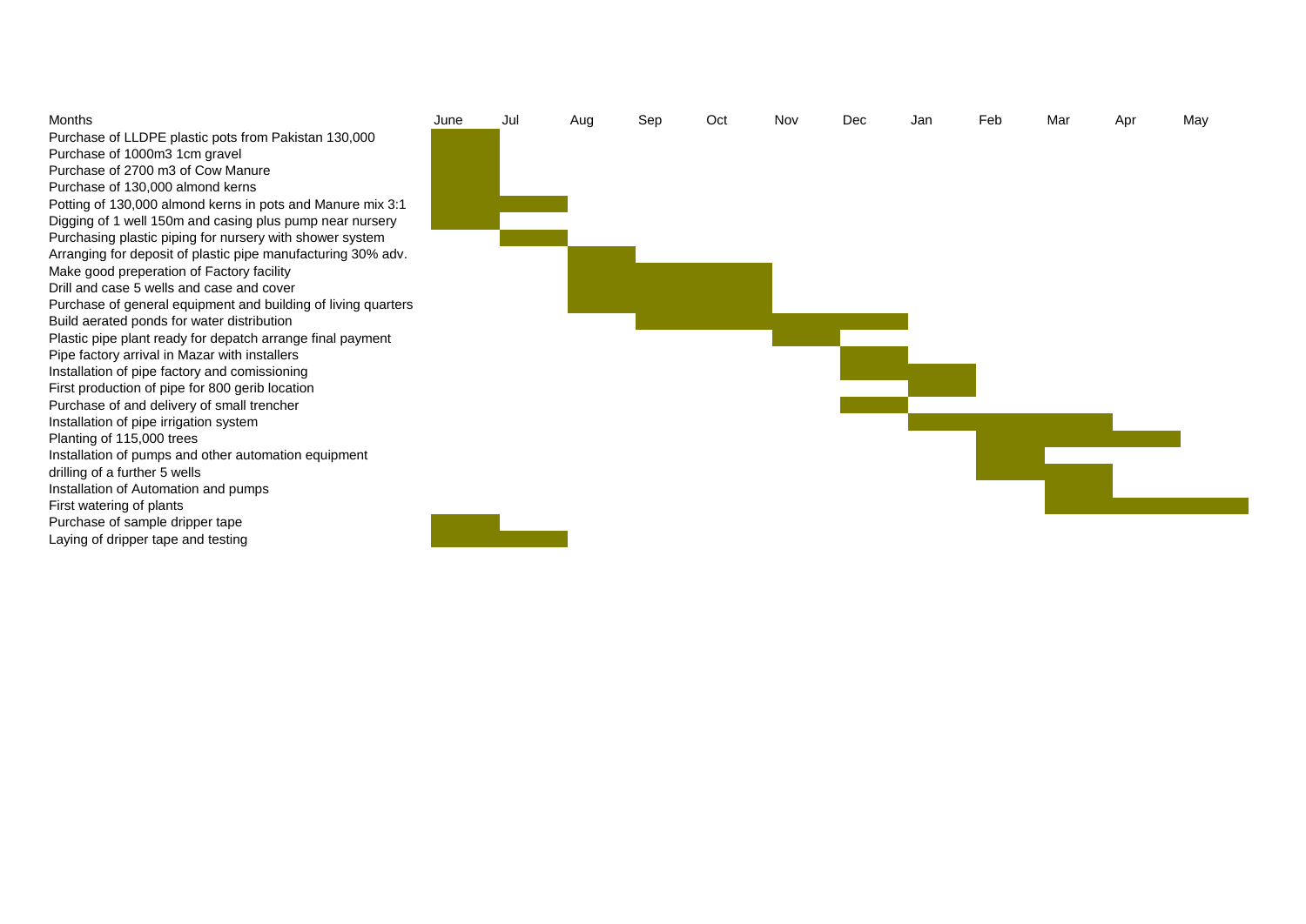| Months | June | Jul | Aug | Sep | Oct | Nov | Dec | Jan | Feb | Mar | Apr | May |
|---|---|---|---|---|---|---|---|---|---|---|---|---|
| Purchase of LLDPE plastic pots from Pakistan 130,000 | X | | | | | | | | | | | |
| Purchase of 1000m3 1cm gravel | X | | | | | | | | | | | |
| Purchase of 2700 m3 of Cow Manure | X | | | | | | | | | | | |
| Purchase of 130,000 almond kerns | X | | | | | | | | | | | |
| Potting of 130,000 almond kerns in pots and Manure mix 3:1 | X | X | | | | | | | | | | |
| Digging of 1 well 150m and casing plus pump near nursery | X | | | | | | | | | | | |
| Purchasing plastic piping for nursery with shower system | | X | | | | | | | | | | |
| Arranging for deposit of plastic pipe manufacturing 30% adv. | | | X | | | | | | | | | |
| Make good preperation of Factory facility | | | X | X | X | | | | | | | |
| Drill and case 5 wells and case and cover | | | X | X | X | | | | | | | |
| Purchase of general equipment and building of living quarters | | | X | X | X | | | | | | | |
| Build aerated ponds for water distribution | | | | X | X | X | X | | | | | |
| Plastic pipe plant ready for depatch arrange final payment | | | | | | X | | | | | | |
| Pipe factory arrival in Mazar with installers | | | | | | | X | | | | | |
| Installation of pipe factory and comissioning | | | | | | | X | X | | | | |
| First production of pipe for 800 gerib location | | | | | | | | X | | | | |
| Purchase of and delivery of small trencher | | | | | | | X | | | | | |
| Installation of pipe irrigation system | | | | | | | | X | X | X | | |
| Planting of 115,000 trees | | | | | | | | | X | X | X | |
| Installation of pumps and other automation equipment | | | | | | | | | X | | | |
| drilling of a further 5 wells | | | | | | | | | X | X | | |
| Installation of Automation and pumps | | | | | | | | | | X | | |
| First watering of plants | | | | | | | | | | X | X | X |
| Purchase of sample dripper tape | X | | | | | | | | | | | |
| Laying of dripper tape and testing | X | X | | | | | | | | | | |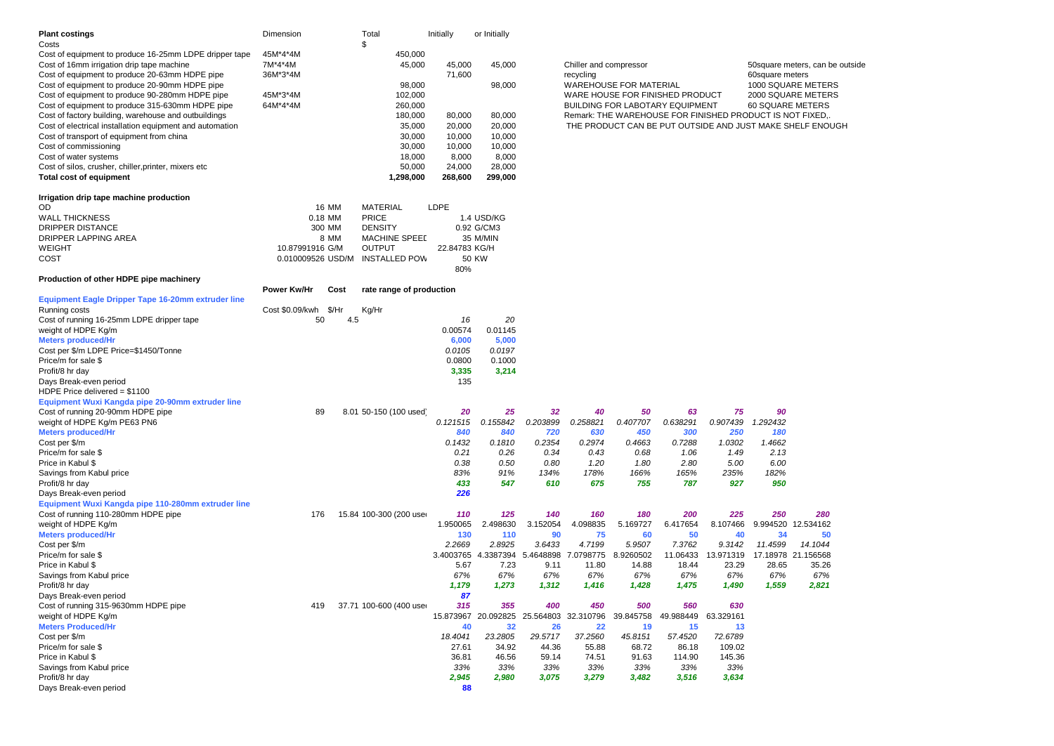**Plant costings**

| Costs | Dimension | Total $ | Initially | or Initially |
|---|---|---|---|---|
| Cost of equipment to produce 16-25mm LDPE dripper tape | 45M*4*4M | 450,000 | | |
| Cost of 16mm irrigation drip tape machine | 7M*4*4M | 45,000 | 45,000 | 45,000 |
| Cost of equipment to produce 20-63mm HDPE pipe | 36M*3*4M | | 71,600 | |
| Cost of equipment to produce 20-90mm HDPE pipe | | 98,000 | | 98,000 |
| Cost of equipment to produce 90-280mm HDPE pipe | 45M*3*4M | 102,000 | | |
| Cost of equipment to produce 315-630mm HDPE pipe | 64M*4*4M | 260,000 | | |
| Cost of factory building, warehouse and outbuildings | | 180,000 | 80,000 | 80,000 |
| Cost of electrical installation equipment and automation | | 35,000 | 20,000 | 20,000 |
| Cost of transport of equipment from china | | 30,000 | 10,000 | 10,000 |
| Cost of commissioning | | 30,000 | 10,000 | 10,000 |
| Cost of water systems | | 18,000 | 8,000 | 8,000 |
| Cost of silos, crusher, chiller,printer, mixers etc | | 50,000 | 24,000 | 28,000 |
| **Total cost of equipment** | | **1,298,000** | **268,600** | **299,000** |

| | |
|---|---|
| Chiller and compressor | 50square meters, can be outside |
| recycling | 60square meters |
| WAREHOUSE FOR MATERIAL | 1000 SQUARE METERS |
| WARE HOUSE FOR FINISHED PRODUCT | 2000 SQUARE METERS |
| BUILDING FOR LABOTARY EQUIPMENT | 60 SQUARE METERS |

Remark: THE WAREHOUSE FOR FINISHED PRODUCT IS NOT FIXED,.
THE PRODUCT CAN BE PUT OUTSIDE AND JUST MAKE SHELF ENOUGH

**Irrigation drip tape machine production**

| | | | | | |
|---|---|---|---|---|---|
| OD | 16 | MM | MATERIAL | LDPE | |
| WALL THICKNESS | 0.18 | MM | PRICE | 1.4 | USD/KG |
| DRIPPER DISTANCE | 300 | MM | DENSITY | 0.92 | G/CM3 |
| DRIPPER LAPPING AREA | 8 | MM | MACHINE SPEEI | 35 | M/MIN |
| WEIGHT | 10.87991916 | G/M | OUTPUT | 22.84783 | KG/H |
| COST | 0.010009526 | USD/M | INSTALLED POW | 50 | KW |
| | | | | 80% | |

**Production of other HDPE pipe machinery**

| | Power Kw/Hr | Cost | rate range of production | | | | | | | | | | |
|---|---|---|---|---|---|---|---|---|---|---|---|---|---|
| **Equipment Eagle Dripper Tape 16-20mm extruder line** | | | | | | | | | | | | | |
| Running costs | Cost $0.09/kwh | $/Hr | Kg/Hr | | | | | | | | | | |
| Cost of running 16-25mm LDPE dripper tape | 50 | 4.5 | | *16* | *20* | | | | | | | | |
| weight of HDPE Kg/m | | | | 0.00574 | 0.01145 | | | | | | | | |
| **Meters produced/Hr** | | | | **6,000** | **5,000** | | | | | | | | |
| Cost per $/m LDPE Price=$1450/Tonne | | | | *0.0105* | *0.0197* | | | | | | | | |
| Price/m for sale $ | | | | 0.0800 | 0.1000 | | | | | | | | |
| Profit/8 hr day | | | | **3,335** | **3,214** | | | | | | | | |
| Days Break-even period | | | | 135 | | | | | | | | | |
| HDPE Price delivered = $1100 | | | | | | | | | | | | | |
| **Equipment Wuxi Kangda pipe 20-90mm extruder line** | | | | | | | | | | | | | |
| Cost of running 20-90mm HDPE pipe | 89 | 8.01 | 50-150 (100 used) | *20* | *25* | *32* | *40* | *50* | *63* | *75* | *90* | | |
| weight of HDPE Kg/m PE63 PN6 | | | | *0.121515* | *0.155842* | *0.203899* | *0.258821* | *0.407707* | *0.638291* | *0.907439* | *1.292432* | | |
| **Meters produced/Hr** | | | | **840** | **840** | **720** | **630** | **450** | **300** | **250** | **180** | | |
| Cost per $/m | | | | *0.1432* | *0.1810* | *0.2354* | *0.2974* | *0.4663* | *0.7288* | *1.0302* | *1.4662* | | |
| Price/m for sale $ | | | | *0.21* | *0.26* | *0.34* | *0.43* | *0.68* | *1.06* | *1.49* | *2.13* | | |
| Price in Kabul $ | | | | *0.38* | *0.50* | *0.80* | *1.20* | *1.80* | *2.80* | *5.00* | *6.00* | | |
| Savings from Kabul price | | | | *83%* | *91%* | *134%* | *178%* | *166%* | *165%* | *235%* | *182%* | | |
| Profit/8 hr day | | | | ***433*** | ***547*** | ***610*** | ***675*** | ***755*** | ***787*** | ***927*** | ***950*** | | |
| Days Break-even period | | | | ***226*** | | | | | | | | | |
| **Equipment Wuxi Kangda pipe 110-280mm extruder line** | | | | | | | | | | | | | |
| Cost of running 110-280mm HDPE pipe | 176 | 15.84 | 100-300 (200 used) | *110* | *125* | *140* | *160* | *180* | *200* | *225* | *250* | *280* | |
| weight of HDPE Kg/m | | | | 1.950065 | 2.498630 | 3.152054 | 4.098835 | 5.169727 | 6.417654 | 8.107466 | 9.994520 | 12.534162 | |
| **Meters produced/Hr** | | | | **130** | **110** | **90** | **75** | **60** | **50** | **40** | **34** | **50** | |
| Cost per $/m | | | | *2.2669* | *2.8925* | *3.6433* | *4.7199* | *5.9507* | *7.3762* | *9.3142* | *11.4599* | *14.1044* | |
| Price/m for sale $ | | | | 3.4003765 | 4.3387394 | 5.4648898 | 7.0798775 | 8.9260502 | 11.06433 | 13.971319 | 17.18978 | 21.156568 | |
| Price in Kabul $ | | | | 5.67 | 7.23 | 9.11 | 11.80 | 14.88 | 18.44 | 23.29 | 28.65 | 35.26 | |
| Savings from Kabul price | | | | *67%* | *67%* | *67%* | *67%* | *67%* | *67%* | *67%* | *67%* | *67%* | |
| Profit/8 hr day | | | | ***1,179*** | ***1,273*** | ***1,312*** | ***1,416*** | ***1,428*** | ***1,475*** | ***1,490*** | ***1,559*** | ***2,821*** | |
| Days Break-even period | | | | ***87*** | | | | | | | | | |
| Cost of running 315-9630mm HDPE pipe | 419 | 37.71 | 100-600 (400 used) | *315* | *355* | *400* | *450* | *500* | *560* | *630* | | | |
| weight of HDPE Kg/m | | | | 15.873967 | 20.092825 | 25.564803 | 32.310796 | 39.845758 | 49.988449 | 63.329161 | | | |
| **Meters Produced/Hr** | | | | **40** | **32** | **26** | **22** | **19** | **15** | **13** | | | |
| Cost per $/m | | | | *18.4041* | *23.2805* | *29.5717* | *37.2560* | *45.8151* | *57.4520* | *72.6789* | | | |
| Price/m for sale $ | | | | 27.61 | 34.92 | 44.36 | 55.88 | 68.72 | 86.18 | 109.02 | | | |
| Price in Kabul $ | | | | 36.81 | 46.56 | 59.14 | 74.51 | 91.63 | 114.90 | 145.36 | | | |
| Savings from Kabul price | | | | *33%* | *33%* | *33%* | *33%* | *33%* | *33%* | *33%* | | | |
| Profit/8 hr day | | | | ***2,945*** | ***2,980*** | ***3,075*** | ***3,279*** | ***3,482*** | ***3,516*** | ***3,634*** | | | |
| Days Break-even period | | | | ***88*** | | | | | | | | | |